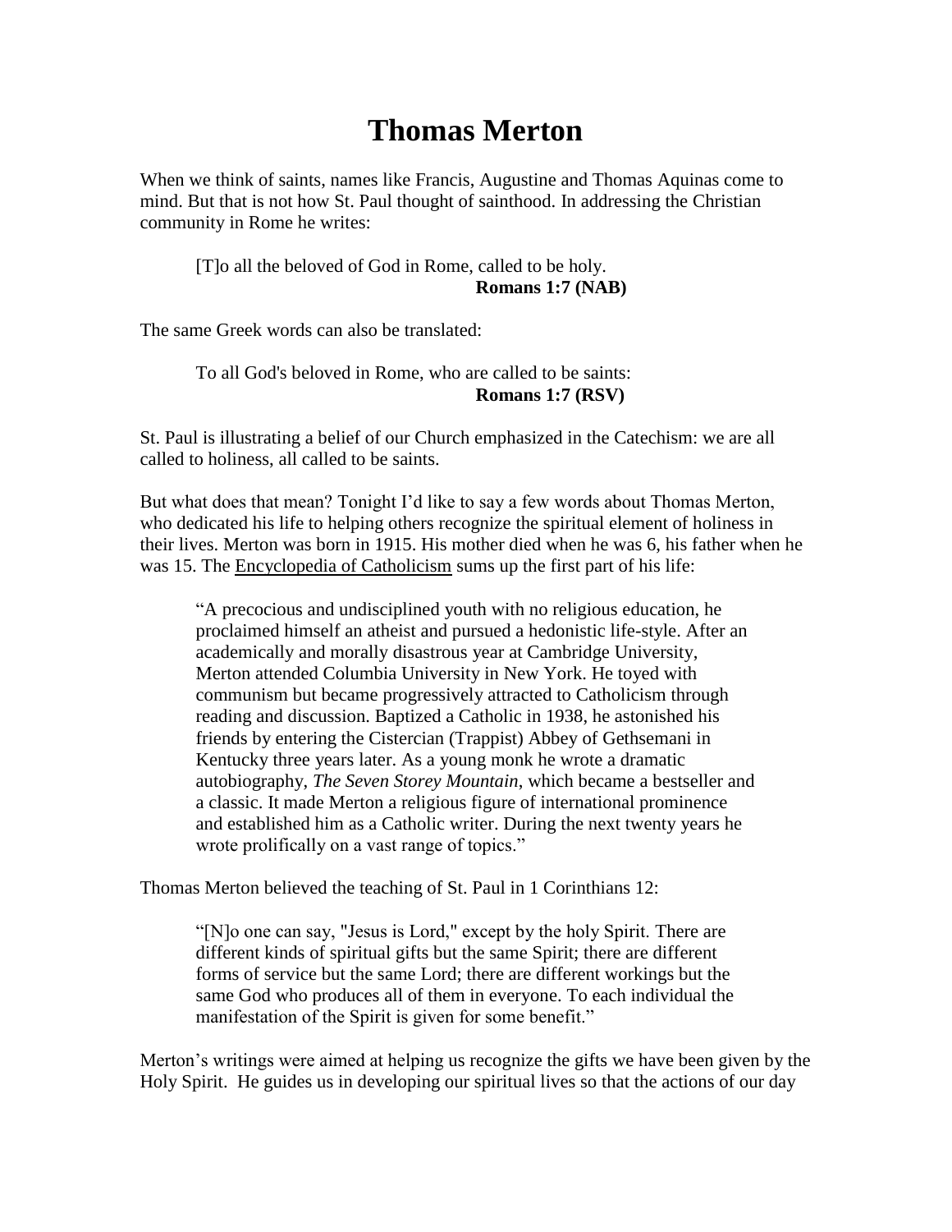# Thomas Merton

When we think of saints, names like Francis, Augustine and Thomas Aquinas come to mind. But that is not how St. Paul thought of sainthood. In addressing the Christian community in Rome he writes:

> [T]o all the beloved of God in Rome, called to be holy.
> **Romans 1:7 (NAB)**

The same Greek words can also be translated:

> To all God's beloved in Rome, who are called to be saints:
> **Romans 1:7 (RSV)**

St. Paul is illustrating a belief of our Church emphasized in the Catechism: we are all called to holiness, all called to be saints.

But what does that mean? Tonight I'd like to say a few words about Thomas Merton, who dedicated his life to helping others recognize the spiritual element of holiness in their lives. Merton was born in 1915. His mother died when he was 6, his father when he was 15. The Encyclopedia of Catholicism sums up the first part of his life:

> "A precocious and undisciplined youth with no religious education, he proclaimed himself an atheist and pursued a hedonistic life-style. After an academically and morally disastrous year at Cambridge University, Merton attended Columbia University in New York. He toyed with communism but became progressively attracted to Catholicism through reading and discussion. Baptized a Catholic in 1938, he astonished his friends by entering the Cistercian (Trappist) Abbey of Gethsemani in Kentucky three years later. As a young monk he wrote a dramatic autobiography, *The Seven Storey Mountain*, which became a bestseller and a classic. It made Merton a religious figure of international prominence and established him as a Catholic writer. During the next twenty years he wrote prolifically on a vast range of topics."

Thomas Merton believed the teaching of St. Paul in 1 Corinthians 12:

> "[N]o one can say, "Jesus is Lord," except by the holy Spirit. There are different kinds of spiritual gifts but the same Spirit; there are different forms of service but the same Lord; there are different workings but the same God who produces all of them in everyone. To each individual the manifestation of the Spirit is given for some benefit."

Merton's writings were aimed at helping us recognize the gifts we have been given by the Holy Spirit. He guides us in developing our spiritual lives so that the actions of our day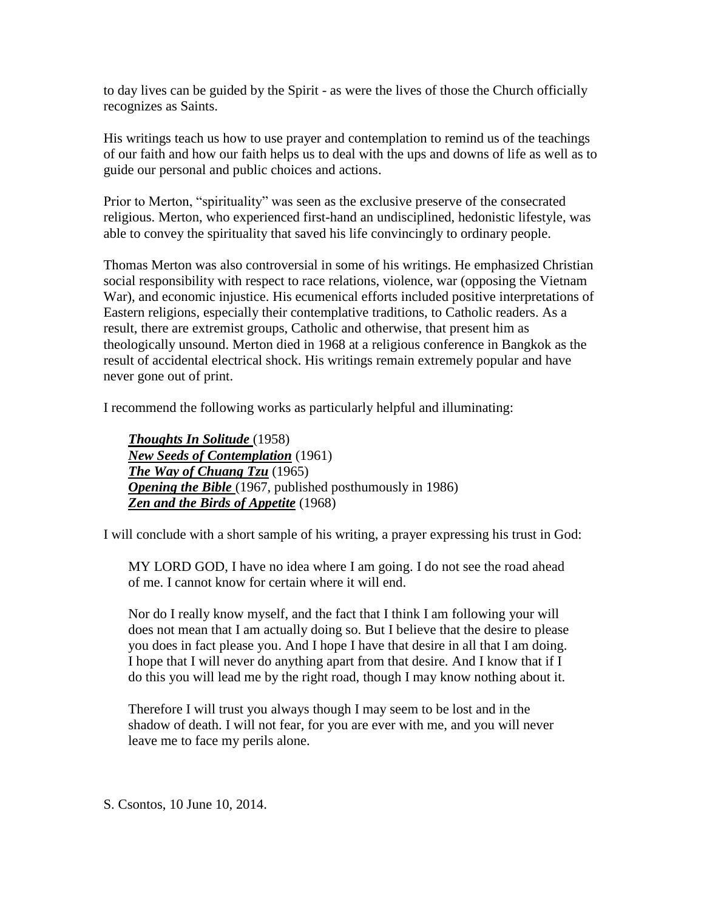to day lives can be guided by the Spirit - as were the lives of those the Church officially recognizes as Saints.

His writings teach us how to use prayer and contemplation to remind us of the teachings of our faith and how our faith helps us to deal with the ups and downs of life as well as to guide our personal and public choices and actions.

Prior to Merton, "spirituality" was seen as the exclusive preserve of the consecrated religious. Merton, who experienced first-hand an undisciplined, hedonistic lifestyle, was able to convey the spirituality that saved his life convincingly to ordinary people.

Thomas Merton was also controversial in some of his writings. He emphasized Christian social responsibility with respect to race relations, violence, war (opposing the Vietnam War), and economic injustice. His ecumenical efforts included positive interpretations of Eastern religions, especially their contemplative traditions, to Catholic readers. As a result, there are extremist groups, Catholic and otherwise, that present him as theologically unsound. Merton died in 1968 at a religious conference in Bangkok as the result of accidental electrical shock. His writings remain extremely popular and have never gone out of print.

I recommend the following works as particularly helpful and illuminating:

***Thoughts In Solitude*** (1958)
***New Seeds of Contemplation*** (1961)
***The Way of Chuang Tzu*** (1965)
***Opening the Bible*** (1967, published posthumously in 1986)
***Zen and the Birds of Appetite*** (1968)

I will conclude with a short sample of his writing, a prayer expressing his trust in God:

> MY LORD GOD, I have no idea where I am going. I do not see the road ahead of me. I cannot know for certain where it will end.
>
> Nor do I really know myself, and the fact that I think I am following your will does not mean that I am actually doing so. But I believe that the desire to please you does in fact please you. And I hope I have that desire in all that I am doing. I hope that I will never do anything apart from that desire. And I know that if I do this you will lead me by the right road, though I may know nothing about it.
>
> Therefore I will trust you always though I may seem to be lost and in the shadow of death. I will not fear, for you are ever with me, and you will never leave me to face my perils alone.

S. Csontos, 10 June 10, 2014.